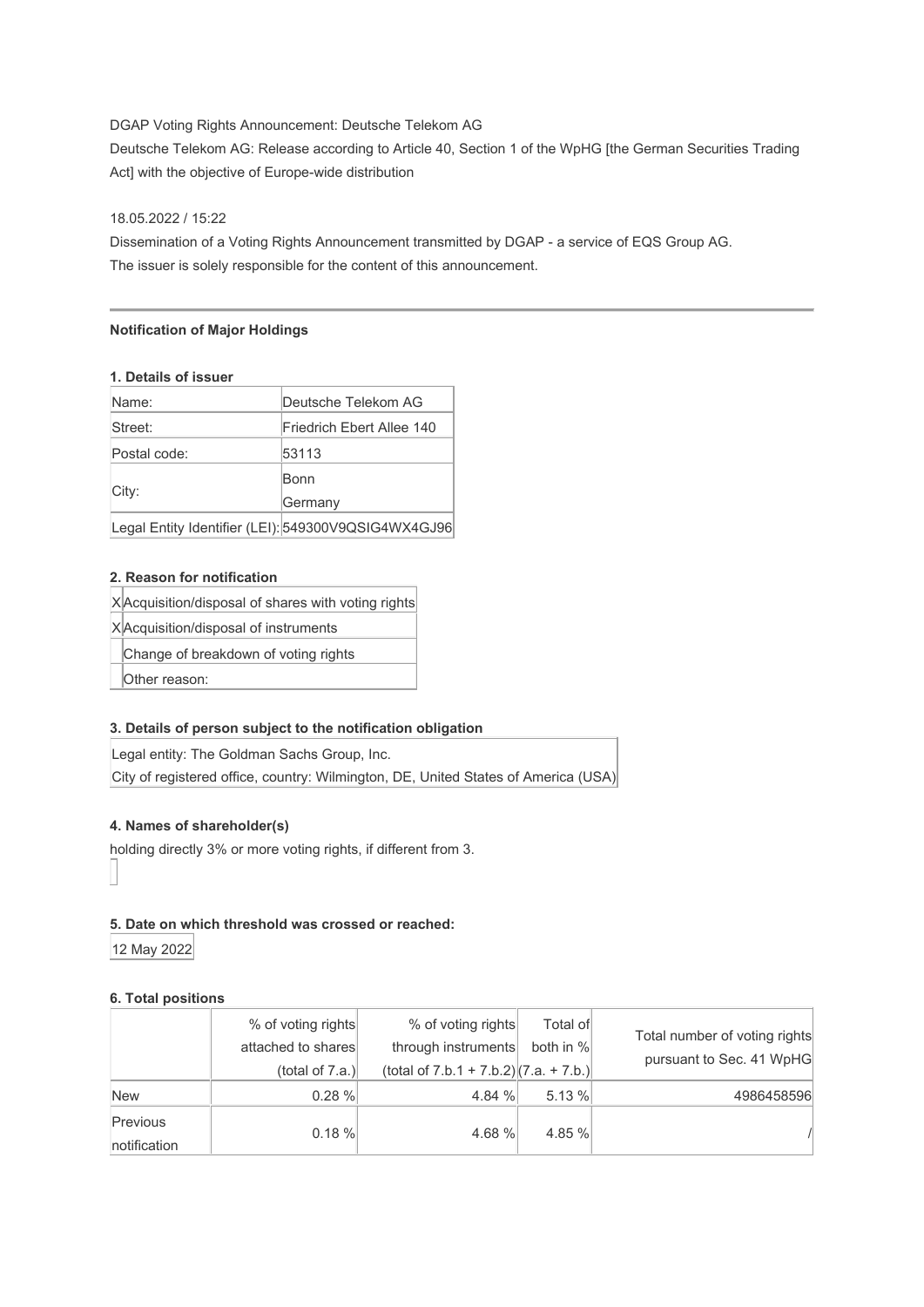DGAP Voting Rights Announcement: Deutsche Telekom AG

Deutsche Telekom AG: Release according to Article 40, Section 1 of the WpHG [the German Securities Trading Act] with the objective of Europe-wide distribution

18.05.2022 / 15:22

Dissemination of a Voting Rights Announcement transmitted by DGAP - a service of EQS Group AG.
The issuer is solely responsible for the content of this announcement.

---

**Notification of Major Holdings**

**1. Details of issuer**

| | |
|---|---|
| Name: | Deutsche Telekom AG |
| Street: | Friedrich Ebert Allee 140 |
| Postal code: | 53113 |
| City: | Bonn<br>Germany |
| Legal Entity Identifier (LEI): | 549300V9QSIG4WX4GJ96 |

**2. Reason for notification**

| | |
|---|---|
| X | Acquisition/disposal of shares with voting rights |
| X | Acquisition/disposal of instruments |
| | Change of breakdown of voting rights |
| | Other reason: |

**3. Details of person subject to the notification obligation**

Legal entity: The Goldman Sachs Group, Inc.
City of registered office, country: Wilmington, DE, United States of America (USA)

**4. Names of shareholder(s)**

holding directly 3% or more voting rights, if different from 3.

**5. Date on which threshold was crossed or reached:**

12 May 2022

**6. Total positions**

| | % of voting rights attached to shares (total of 7.a.) | % of voting rights through instruments (total of 7.b.1 + 7.b.2) | Total of both in % (7.a. + 7.b.) | Total number of voting rights pursuant to Sec. 41 WpHG |
|---|---|---|---|---|
| New | 0.28 % | 4.84 % | 5.13 % | 4986458596 |
| Previous notification | 0.18 % | 4.68 % | 4.85 % | / |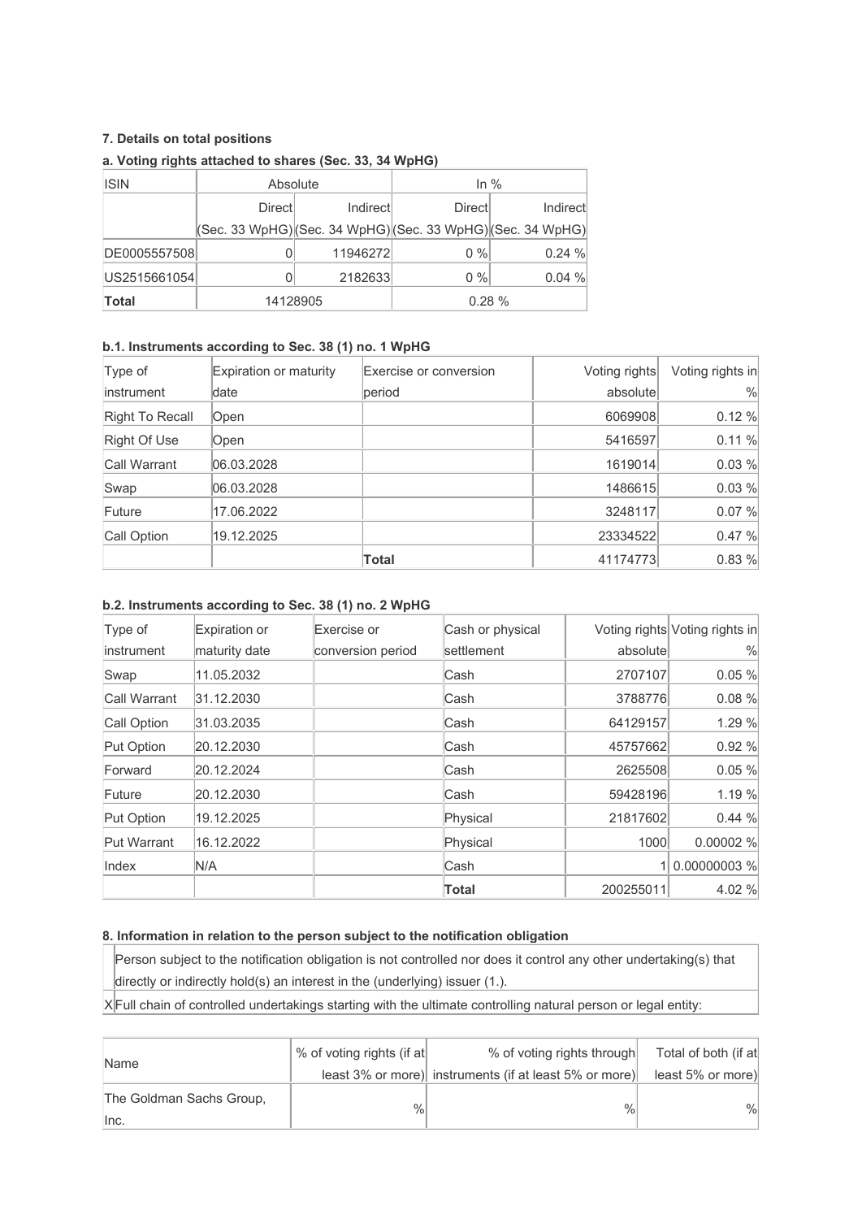#### 7. Details on total positions

**a. Voting rights attached to shares (Sec. 33, 34 WpHG)**

| ISIN | Absolute | | In % | |
|---|---|---|---|---|
| | Direct (Sec. 33 WpHG) | Indirect (Sec. 34 WpHG) | Direct (Sec. 33 WpHG) | Indirect (Sec. 34 WpHG) |
| DE0005557508 | 0 | 11946272 | 0 % | 0.24 % |
| US2515661054 | 0 | 2182633 | 0 % | 0.04 % |
| **Total** | 14128905 | | 0.28 % | |

**b.1. Instruments according to Sec. 38 (1) no. 1 WpHG**

| Type of instrument | Expiration or maturity date | Exercise or conversion period | Voting rights absolute | Voting rights in % |
|---|---|---|---|---|
| Right To Recall | Open | | 6069908 | 0.12 % |
| Right Of Use | Open | | 5416597 | 0.11 % |
| Call Warrant | 06.03.2028 | | 1619014 | 0.03 % |
| Swap | 06.03.2028 | | 1486615 | 0.03 % |
| Future | 17.06.2022 | | 3248117 | 0.07 % |
| Call Option | 19.12.2025 | | 23334522 | 0.47 % |
| | | **Total** | 41174773 | 0.83 % |

**b.2. Instruments according to Sec. 38 (1) no. 2 WpHG**

| Type of instrument | Expiration or maturity date | Exercise or conversion period | Cash or physical settlement | Voting rights absolute | Voting rights in % |
|---|---|---|---|---|---|
| Swap | 11.05.2032 | | Cash | 2707107 | 0.05 % |
| Call Warrant | 31.12.2030 | | Cash | 3788776 | 0.08 % |
| Call Option | 31.03.2035 | | Cash | 64129157 | 1.29 % |
| Put Option | 20.12.2030 | | Cash | 45757662 | 0.92 % |
| Forward | 20.12.2024 | | Cash | 2625508 | 0.05 % |
| Future | 20.12.2030 | | Cash | 59428196 | 1.19 % |
| Put Option | 19.12.2025 | | Physical | 21817602 | 0.44 % |
| Put Warrant | 16.12.2022 | | Physical | 1000 | 0.00002 % |
| Index | N/A | | Cash | 1 | 0.00000003 % |
| | | | **Total** | 200255011 | 4.02 % |

#### 8. Information in relation to the person subject to the notification obligation

| | |
|---|---|
| | Person subject to the notification obligation is not controlled nor does it control any other undertaking(s) that directly or indirectly hold(s) an interest in the (underlying) issuer (1.). |
| X | Full chain of controlled undertakings starting with the ultimate controlling natural person or legal entity: |

| Name | % of voting rights (if at least 3% or more) | % of voting rights through instruments (if at least 5% or more) | Total of both (if at least 5% or more) |
|---|---|---|---|
| The Goldman Sachs Group, Inc. | % | % | % |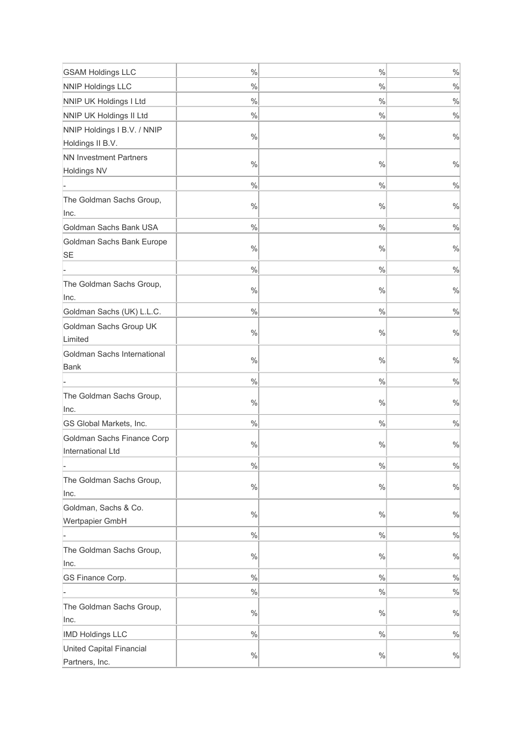| GSAM Holdings LLC | % | % | % |
|---|---|---|---|
| NNIP Holdings LLC | % | % | % |
| NNIP UK Holdings I Ltd | % | % | % |
| NNIP UK Holdings II Ltd | % | % | % |
| NNIP Holdings I B.V. / NNIP Holdings II B.V. | % | % | % |
| NN Investment Partners Holdings NV | % | % | % |
| - | % | % | % |
| The Goldman Sachs Group, Inc. | % | % | % |
| Goldman Sachs Bank USA | % | % | % |
| Goldman Sachs Bank Europe SE | % | % | % |
| - | % | % | % |
| The Goldman Sachs Group, Inc. | % | % | % |
| Goldman Sachs (UK) L.L.C. | % | % | % |
| Goldman Sachs Group UK Limited | % | % | % |
| Goldman Sachs International Bank | % | % | % |
| - | % | % | % |
| The Goldman Sachs Group, Inc. | % | % | % |
| GS Global Markets, Inc. | % | % | % |
| Goldman Sachs Finance Corp International Ltd | % | % | % |
| - | % | % | % |
| The Goldman Sachs Group, Inc. | % | % | % |
| Goldman, Sachs & Co. Wertpapier GmbH | % | % | % |
| - | % | % | % |
| The Goldman Sachs Group, Inc. | % | % | % |
| GS Finance Corp. | % | % | % |
| - | % | % | % |
| The Goldman Sachs Group, Inc. | % | % | % |
| IMD Holdings LLC | % | % | % |
| United Capital Financial Partners, Inc. | % | % | % |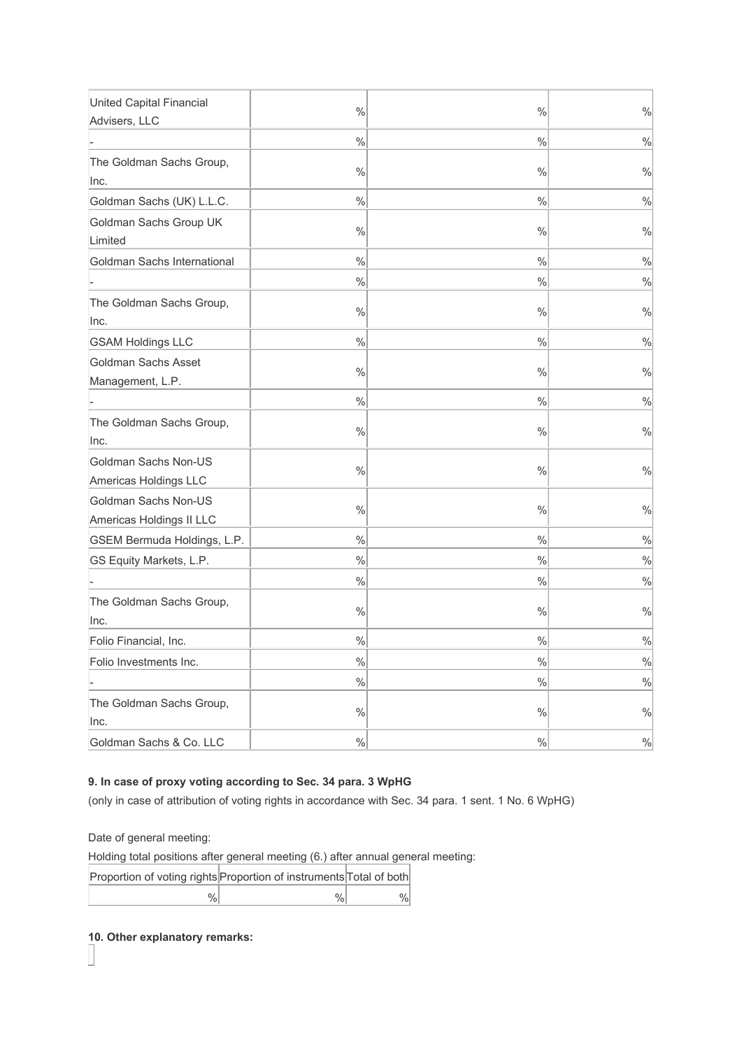| | | | |
|---|---|---|---|
| United Capital Financial Advisers, LLC | % | % | % |
| - | % | % | % |
| The Goldman Sachs Group, Inc. | % | % | % |
| Goldman Sachs (UK) L.L.C. | % | % | % |
| Goldman Sachs Group UK Limited | % | % | % |
| Goldman Sachs International | % | % | % |
| - | % | % | % |
| The Goldman Sachs Group, Inc. | % | % | % |
| GSAM Holdings LLC | % | % | % |
| Goldman Sachs Asset Management, L.P. | % | % | % |
| - | % | % | % |
| The Goldman Sachs Group, Inc. | % | % | % |
| Goldman Sachs Non-US Americas Holdings LLC | % | % | % |
| Goldman Sachs Non-US Americas Holdings II LLC | % | % | % |
| GSEM Bermuda Holdings, L.P. | % | % | % |
| GS Equity Markets, L.P. | % | % | % |
| - | % | % | % |
| The Goldman Sachs Group, Inc. | % | % | % |
| Folio Financial, Inc. | % | % | % |
| Folio Investments Inc. | % | % | % |
| - | % | % | % |
| The Goldman Sachs Group, Inc. | % | % | % |
| Goldman Sachs & Co. LLC | % | % | % |

**9. In case of proxy voting according to Sec. 34 para. 3 WpHG**

(only in case of attribution of voting rights in accordance with Sec. 34 para. 1 sent. 1 No. 6 WpHG)

Date of general meeting:

Holding total positions after general meeting (6.) after annual general meeting:

| Proportion of voting rights | Proportion of instruments | Total of both |
|---|---|---|
| % | % | % |

**10. Other explanatory remarks:**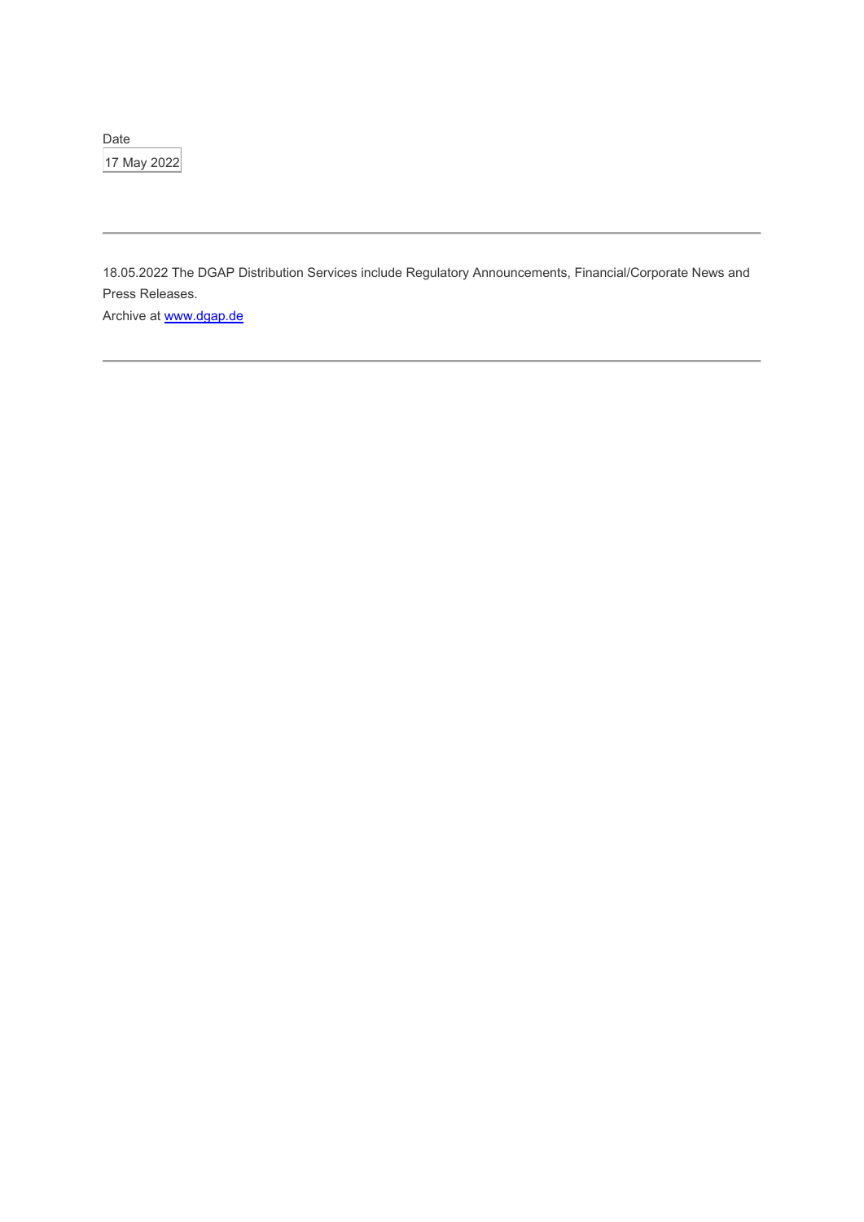| Date |
| --- |
| 17 May 2022 |

---

18.05.2022 The DGAP Distribution Services include Regulatory Announcements, Financial/Corporate News and Press Releases.
Archive at [www.dgap.de](http://www.dgap.de)

---